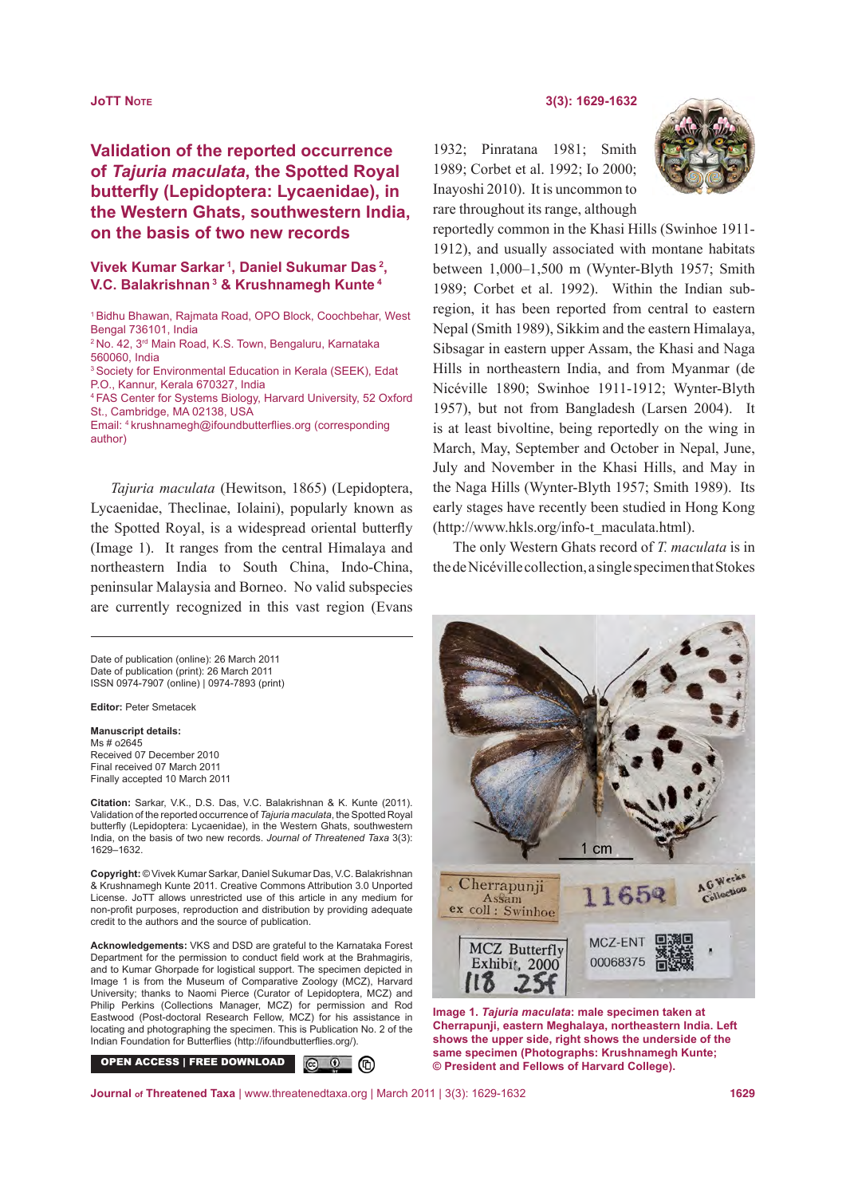JoTT Note

# Validation of the reported occurrence of *Tajuria maculata*, the Spotted Royal butterfly (Lepidoptera: Lycaenidae), in the Western Ghats, southwestern India, on the basis of two new records

**Vivek Kumar Sarkar [1], Daniel Sukumar Das [2], V.C. Balakrishnan [3] & Krushnamegh Kunte [4]**

[1] Bidhu Bhawan, Rajmata Road, OPO Block, Coochbehar, West Bengal 736101, India
[2] No. 42, 3rd Main Road, K.S. Town, Bengaluru, Karnataka 560060, India
[3] Society for Environmental Education in Kerala (SEEK), Edat P.O., Kannur, Kerala 670327, India
[4] FAS Center for Systems Biology, Harvard University, 52 Oxford St., Cambridge, MA 02138, USA
Email: [4] krushnamegh@ifoundbutterflies.org (corresponding author)

*Tajuria maculata* (Hewitson, 1865) (Lepidoptera, Lycaenidae, Theclinae, Iolaini), popularly known as the Spotted Royal, is a widespread oriental butterfly (Image 1). It ranges from the central Himalaya and northeastern India to South China, Indo-China, peninsular Malaysia and Borneo. No valid subspecies are currently recognized in this vast region (Evans 1932; Pinratana 1981; Smith 1989; Corbet et al. 1992; Io 2000; Inayoshi 2010). It is uncommon to rare throughout its range, although reportedly common in the Khasi Hills (Swinhoe 1911-1912), and usually associated with montane habitats between 1,000–1,500 m (Wynter-Blyth 1957; Smith 1989; Corbet et al. 1992). Within the Indian sub-region, it has been reported from central to eastern Nepal (Smith 1989), Sikkim and the eastern Himalaya, Sibsagar in eastern upper Assam, the Khasi and Naga Hills in northeastern India, and from Myanmar (de Nicéville 1890; Swinhoe 1911-1912; Wynter-Blyth 1957), but not from Bangladesh (Larsen 2004). It is at least bivoltine, being reportedly on the wing in March, May, September and October in Nepal, June, July and November in the Khasi Hills, and May in the Naga Hills (Wynter-Blyth 1957; Smith 1989). Its early stages have recently been studied in Hong Kong (http://www.hkls.org/info-t_maculata.html).

The only Western Ghats record of *T. maculata* is in the de Nicéville collection, a single specimen that Stokes

Image 1. *Tajuria maculata*: male specimen taken at Cherrapunji, eastern Meghalaya, northeastern India. Left shows the upper side, right shows the underside of the same specimen (Photographs: Krushnamegh Kunte; © President and Fellows of Harvard College).

Date of publication (online): 26 March 2011
Date of publication (print): 26 March 2011
ISSN 0974-7907 (online) | 0974-7893 (print)

**Editor:** Peter Smetacek

**Manuscript details:**
Ms # o2645
Received 07 December 2010
Final received 07 March 2011
Finally accepted 10 March 2011

**Citation:** Sarkar, V.K., D.S. Das, V.C. Balakrishnan & K. Kunte (2011). Validation of the reported occurrence of *Tajuria maculata*, the Spotted Royal butterfly (Lepidoptera: Lycaenidae), in the Western Ghats, southwestern India, on the basis of two new records. *Journal of Threatened Taxa* 3(3): 1629–1632.

**Copyright:** © Vivek Kumar Sarkar, Daniel Sukumar Das, V.C. Balakrishnan & Krushnamegh Kunte 2011. Creative Commons Attribution 3.0 Unported License. JoTT allows unrestricted use of this article in any medium for non-profit purposes, reproduction and distribution by providing adequate credit to the authors and the source of publication.

**Acknowledgements:** VKS and DSD are grateful to the Karnataka Forest Department for the permission to conduct field work at the Brahmagiris, and to Kumar Ghorpade for logistical support. The specimen depicted in Image 1 is from the Museum of Comparative Zoology (MCZ), Harvard University; thanks to Naomi Pierce (Curator of Lepidoptera, MCZ) and Philip Perkins (Collections Manager, MCZ) for permission and Rod Eastwood (Post-doctoral Research Fellow, MCZ) for his assistance in locating and photographing the specimen. This is Publication No. 2 of the Indian Foundation for Butterflies (http://ifoundbutterflies.org/).

OPEN ACCESS | FREE DOWNLOAD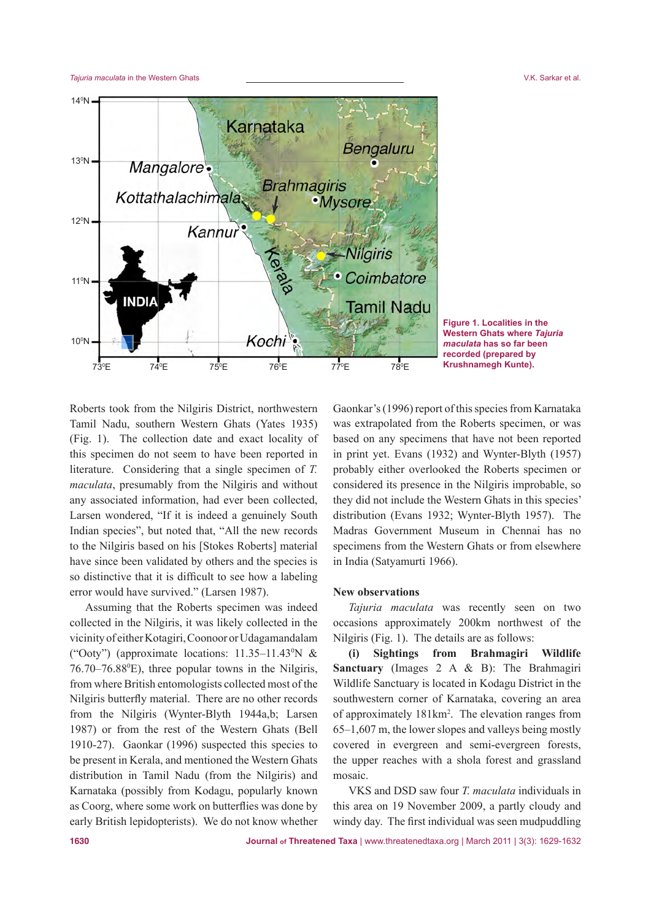Figure 1. Localities in the Western Ghats where *Tajuria maculata* has so far been recorded (prepared by Krushnamegh Kunte).

Roberts took from the Nilgiris District, northwestern Tamil Nadu, southern Western Ghats (Yates 1935) (Fig. 1). The collection date and exact locality of this specimen do not seem to have been reported in literature. Considering that a single specimen of *T. maculata*, presumably from the Nilgiris and without any associated information, had ever been collected, Larsen wondered, "If it is indeed a genuinely South Indian species", but noted that, "All the new records to the Nilgiris based on his [Stokes Roberts] material have since been validated by others and the species is so distinctive that it is difficult to see how a labeling error would have survived." (Larsen 1987).

Assuming that the Roberts specimen was indeed collected in the Nilgiris, it was likely collected in the vicinity of either Kotagiri, Coonoor or Udagamandalam ("Ooty") (approximate locations: 11.35–11.43$^{0}$N & 76.70–76.88$^{0}$E), three popular towns in the Nilgiris, from where British entomologists collected most of the Nilgiris butterfly material. There are no other records from the Nilgiris (Wynter-Blyth 1944a,b; Larsen 1987) or from the rest of the Western Ghats (Bell 1910-27). Gaonkar (1996) suspected this species to be present in Kerala, and mentioned the Western Ghats distribution in Tamil Nadu (from the Nilgiris) and Karnataka (possibly from Kodagu, popularly known as Coorg, where some work on butterflies was done by early British lepidopterists). We do not know whether Gaonkar's (1996) report of this species from Karnataka was extrapolated from the Roberts specimen, or was based on any specimens that have not been reported in print yet. Evans (1932) and Wynter-Blyth (1957) probably either overlooked the Roberts specimen or considered its presence in the Nilgiris improbable, so they did not include the Western Ghats in this species' distribution (Evans 1932; Wynter-Blyth 1957). The Madras Government Museum in Chennai has no specimens from the Western Ghats or from elsewhere in India (Satyamurti 1966).

## New observations

*Tajuria maculata* was recently seen on two occasions approximately 200km northwest of the Nilgiris (Fig. 1). The details are as follows:

**(i) Sightings from Brahmagiri Wildlife Sanctuary** (Images 2 A & B): The Brahmagiri Wildlife Sanctuary is located in Kodagu District in the southwestern corner of Karnataka, covering an area of approximately 181km$^2$. The elevation ranges from 65–1,607 m, the lower slopes and valleys being mostly covered in evergreen and semi-evergreen forests, the upper reaches with a shola forest and grassland mosaic.

VKS and DSD saw four *T. maculata* individuals in this area on 19 November 2009, a partly cloudy and windy day. The first individual was seen mudpuddling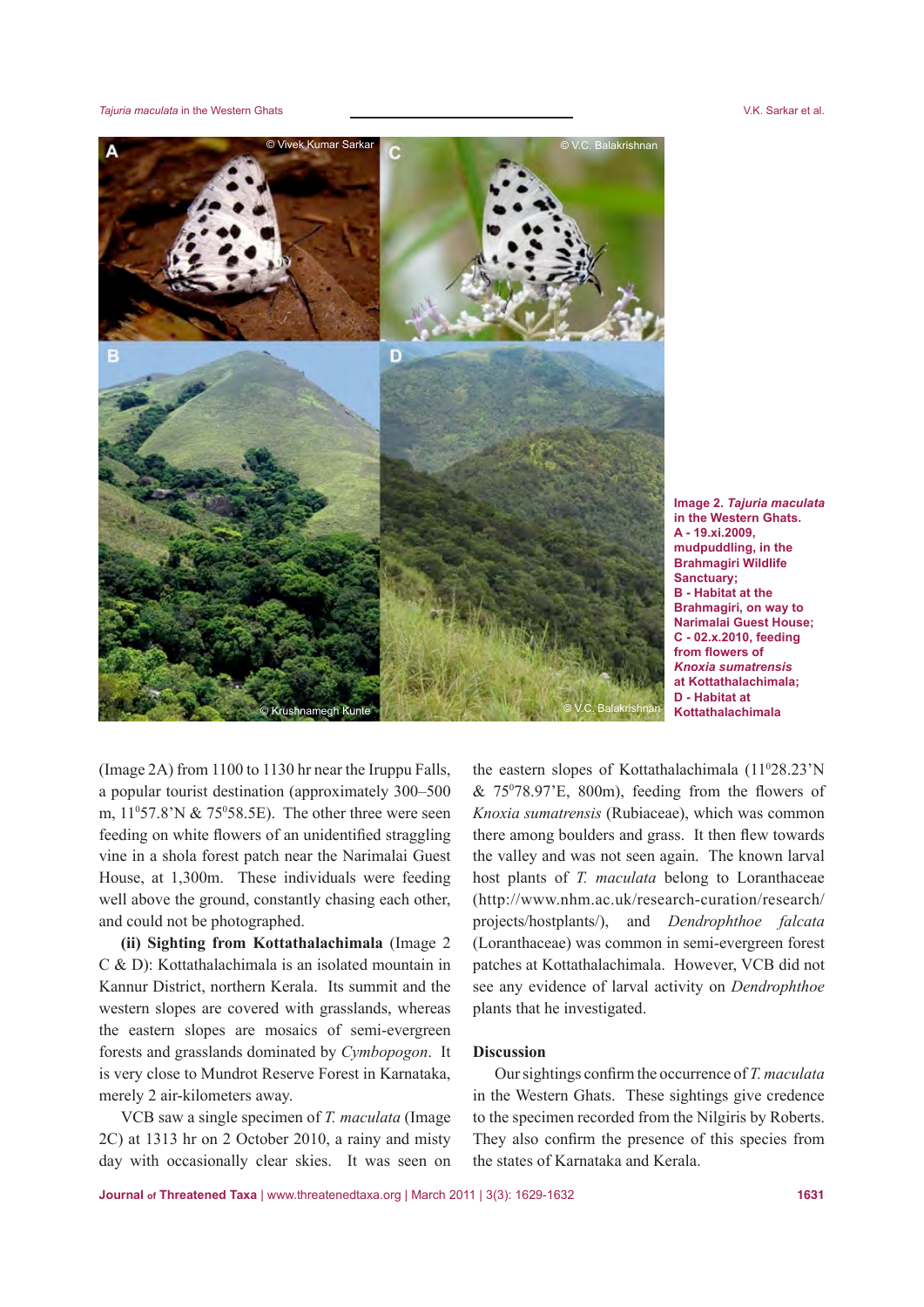Image 2. *Tajuria maculata* in the Western Ghats.
A - 19.xi.2009, mudpuddling, in the Brahmagiri Wildlife Sanctuary;
B - Habitat at the Brahmagiri, on way to Narimalai Guest House;
C - 02.x.2010, feeding from flowers of *Knoxia sumatrensis* at Kottathalachimala;
D - Habitat at Kottathalachimala

(Image 2A) from 1100 to 1130 hr near the Iruppu Falls, a popular tourist destination (approximately 300–500 m, 11$^0$57.8'N & 75$^0$58.5E). The other three were seen feeding on white flowers of an unidentified straggling vine in a shola forest patch near the Narimalai Guest House, at 1,300m. These individuals were feeding well above the ground, constantly chasing each other, and could not be photographed.

**(ii) Sighting from Kottathalachimala** (Image 2 C & D): Kottathalachimala is an isolated mountain in Kannur District, northern Kerala. Its summit and the western slopes are covered with grasslands, whereas the eastern slopes are mosaics of semi-evergreen forests and grasslands dominated by *Cymbopogon*. It is very close to Mundrot Reserve Forest in Karnataka, merely 2 air-kilometers away.

VCB saw a single specimen of *T. maculata* (Image 2C) at 1313 hr on 2 October 2010, a rainy and misty day with occasionally clear skies. It was seen on the eastern slopes of Kottathalachimala (11$^0$28.23'N & 75$^0$78.97'E, 800m), feeding from the flowers of *Knoxia sumatrensis* (Rubiaceae), which was common there among boulders and grass. It then flew towards the valley and was not seen again. The known larval host plants of *T. maculata* belong to Loranthaceae (http://www.nhm.ac.uk/research-curation/research/projects/hostplants/), and *Dendrophthoe falcata* (Loranthaceae) was common in semi-evergreen forest patches at Kottathalachimala. However, VCB did not see any evidence of larval activity on *Dendrophthoe* plants that he investigated.

## Discussion

Our sightings confirm the occurrence of *T. maculata* in the Western Ghats. These sightings give credence to the specimen recorded from the Nilgiris by Roberts. They also confirm the presence of this species from the states of Karnataka and Kerala.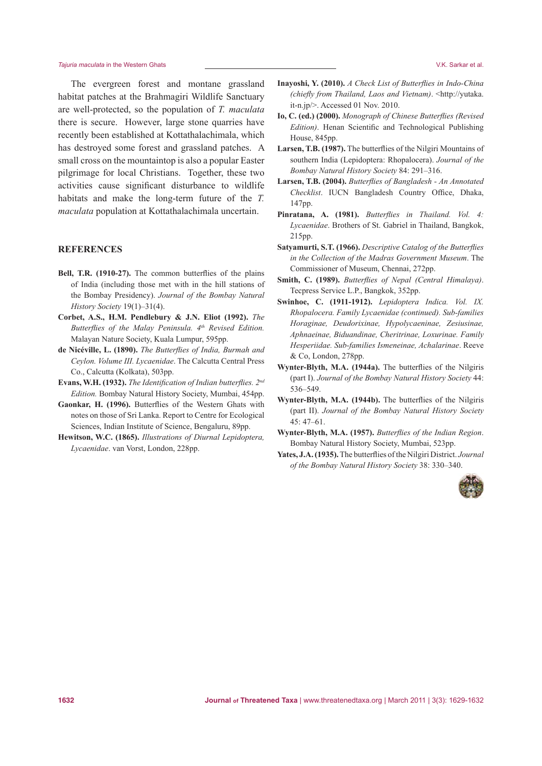The evergreen forest and montane grassland habitat patches at the Brahmagiri Wildlife Sanctuary are well-protected, so the population of *T. maculata* there is secure. However, large stone quarries have recently been established at Kottathalachimala, which has destroyed some forest and grassland patches. A small cross on the mountaintop is also a popular Easter pilgrimage for local Christians. Together, these two activities cause significant disturbance to wildlife habitats and make the long-term future of the *T. maculata* population at Kottathalachimala uncertain.

## REFERENCES

**Bell, T.R. (1910-27).** The common butterflies of the plains of India (including those met with in the hill stations of the Bombay Presidency). *Journal of the Bombay Natural History Society* 19(1)–31(4).

**Corbet, A.S., H.M. Pendlebury & J.N. Eliot (1992).** *The Butterflies of the Malay Peninsula. 4th Revised Edition.* Malayan Nature Society, Kuala Lumpur, 595pp.

**de Nicéville, L. (1890).** *The Butterflies of India, Burmah and Ceylon. Volume III. Lycaenidae*. The Calcutta Central Press Co., Calcutta (Kolkata), 503pp.

**Evans, W.H. (1932).** *The Identification of Indian butterflies. 2nd Edition.* Bombay Natural History Society, Mumbai, 454pp.

**Gaonkar, H. (1996).** Butterflies of the Western Ghats with notes on those of Sri Lanka. Report to Centre for Ecological Sciences, Indian Institute of Science, Bengaluru, 89pp.

**Hewitson, W.C. (1865).** *Illustrations of Diurnal Lepidoptera, Lycaenidae*. van Vorst, London, 228pp.

**Inayoshi, Y. (2010).** *A Check List of Butterflies in Indo-China (chiefly from Thailand, Laos and Vietnam)*. <http://yutaka.it-n.jp/>. Accessed 01 Nov. 2010.

**Io, C. (ed.) (2000).** *Monograph of Chinese Butterflies (Revised Edition)*. Henan Scientific and Technological Publishing House, 845pp.

**Larsen, T.B. (1987).** The butterflies of the Nilgiri Mountains of southern India (Lepidoptera: Rhopalocera). *Journal of the Bombay Natural History Society* 84: 291–316.

**Larsen, T.B. (2004).** *Butterflies of Bangladesh - An Annotated Checklist*. IUCN Bangladesh Country Office, Dhaka, 147pp.

**Pinratana, A. (1981).** *Butterflies in Thailand. Vol. 4: Lycaenidae*. Brothers of St. Gabriel in Thailand, Bangkok, 215pp.

**Satyamurti, S.T. (1966).** *Descriptive Catalog of the Butterflies in the Collection of the Madras Government Museum*. The Commissioner of Museum, Chennai, 272pp.

**Smith, C. (1989).** *Butterflies of Nepal (Central Himalaya)*. Tecpress Service L.P., Bangkok, 352pp.

**Swinhoe, C. (1911-1912).** *Lepidoptera Indica. Vol. IX. Rhopalocera. Family Lycaenidae (continued). Sub-families Horaginae, Deudorixinae, Hypolycaeninae, Zesiusinae, Aphnaeinae, Biduandinae, Cheritrinae, Loxurinae. Family Hesperiidae. Sub-families Ismeneinae, Achalarinae*. Reeve & Co, London, 278pp.

**Wynter-Blyth, M.A. (1944a).** The butterflies of the Nilgiris (part I). *Journal of the Bombay Natural History Society* 44: 536–549.

**Wynter-Blyth, M.A. (1944b).** The butterflies of the Nilgiris (part II). *Journal of the Bombay Natural History Society* 45: 47–61.

**Wynter-Blyth, M.A. (1957).** *Butterflies of the Indian Region*. Bombay Natural History Society, Mumbai, 523pp.

**Yates, J.A. (1935).** The butterflies of the Nilgiri District. *Journal of the Bombay Natural History Society* 38: 330–340.